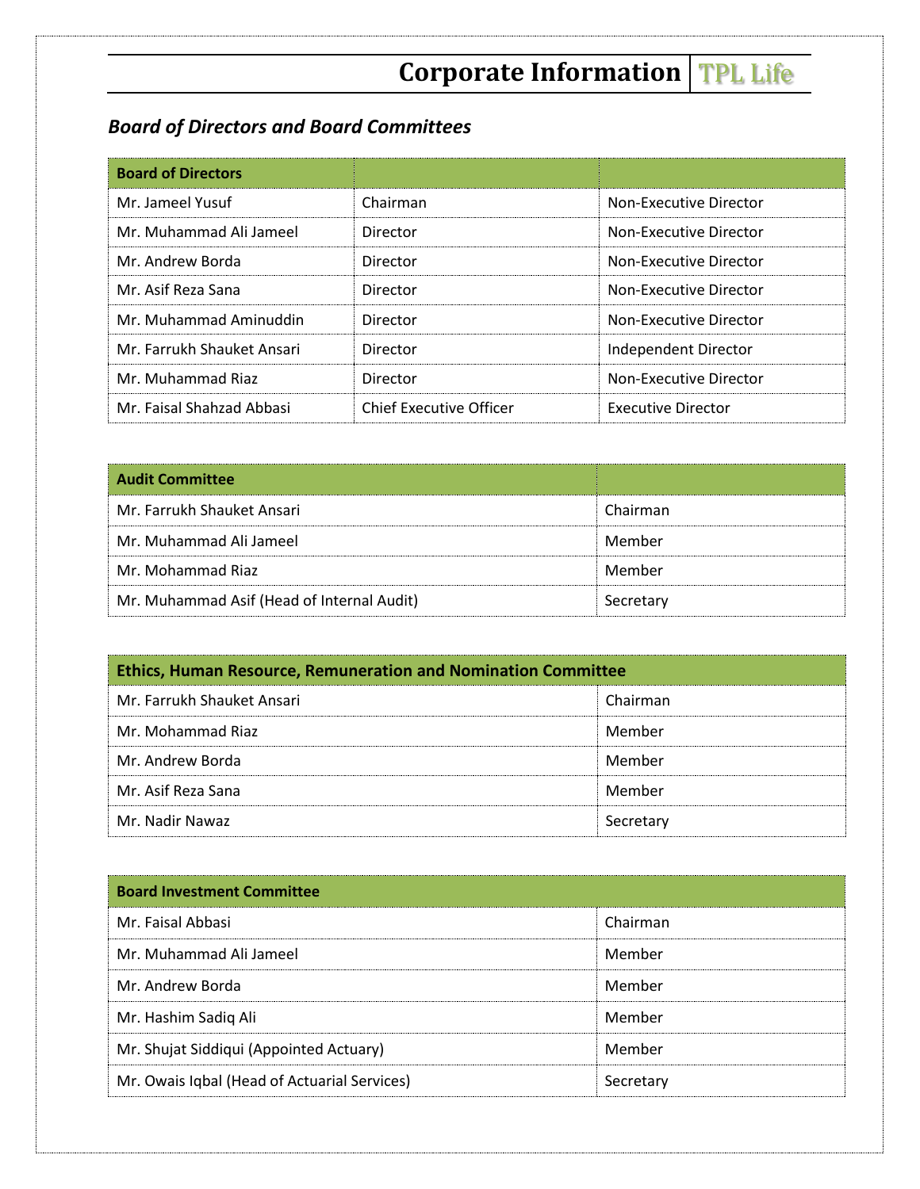# Corporate Information | TPL Life

## *Board of Directors and Board Committees*

| Board of Directors | | |
|---|---|---|
| Mr. Jameel Yusuf | Chairman | Non-Executive Director |
| Mr. Muhammad Ali Jameel | Director | Non-Executive Director |
| Mr. Andrew Borda | Director | Non-Executive Director |
| Mr. Asif Reza Sana | Director | Non-Executive Director |
| Mr. Muhammad Aminuddin | Director | Non-Executive Director |
| Mr. Farrukh Shauket Ansari | Director | Independent Director |
| Mr. Muhammad Riaz | Director | Non-Executive Director |
| Mr. Faisal Shahzad Abbasi | Chief Executive Officer | Executive Director |

| Audit Committee | |
|---|---|
| Mr. Farrukh Shauket Ansari | Chairman |
| Mr. Muhammad Ali Jameel | Member |
| Mr. Mohammad Riaz | Member |
| Mr. Muhammad Asif (Head of Internal Audit) | Secretary |

| Ethics, Human Resource, Remuneration and Nomination Committee | |
|---|---|
| Mr. Farrukh Shauket Ansari | Chairman |
| Mr. Mohammad Riaz | Member |
| Mr. Andrew Borda | Member |
| Mr. Asif Reza Sana | Member |
| Mr. Nadir Nawaz | Secretary |

| Board Investment Committee | |
|---|---|
| Mr. Faisal Abbasi | Chairman |
| Mr. Muhammad Ali Jameel | Member |
| Mr. Andrew Borda | Member |
| Mr. Hashim Sadiq Ali | Member |
| Mr. Shujat Siddiqui (Appointed Actuary) | Member |
| Mr. Owais Iqbal (Head of Actuarial Services) | Secretary |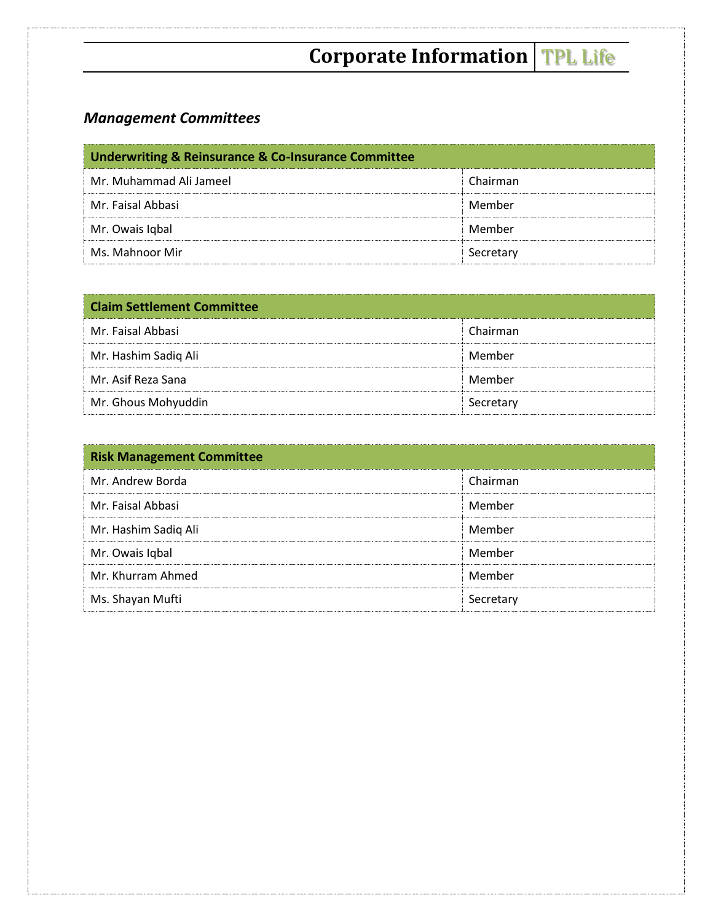## *Management Committees*

| Underwriting & Reinsurance & Co-Insurance Committee | |
|---|---|
| Mr. Muhammad Ali Jameel | Chairman |
| Mr. Faisal Abbasi | Member |
| Mr. Owais Iqbal | Member |
| Ms. Mahnoor Mir | Secretary |

| Claim Settlement Committee | |
|---|---|
| Mr. Faisal Abbasi | Chairman |
| Mr. Hashim Sadiq Ali | Member |
| Mr. Asif Reza Sana | Member |
| Mr. Ghous Mohyuddin | Secretary |

| Risk Management Committee | |
|---|---|
| Mr. Andrew Borda | Chairman |
| Mr. Faisal Abbasi | Member |
| Mr. Hashim Sadiq Ali | Member |
| Mr. Owais Iqbal | Member |
| Mr. Khurram Ahmed | Member |
| Ms. Shayan Mufti | Secretary |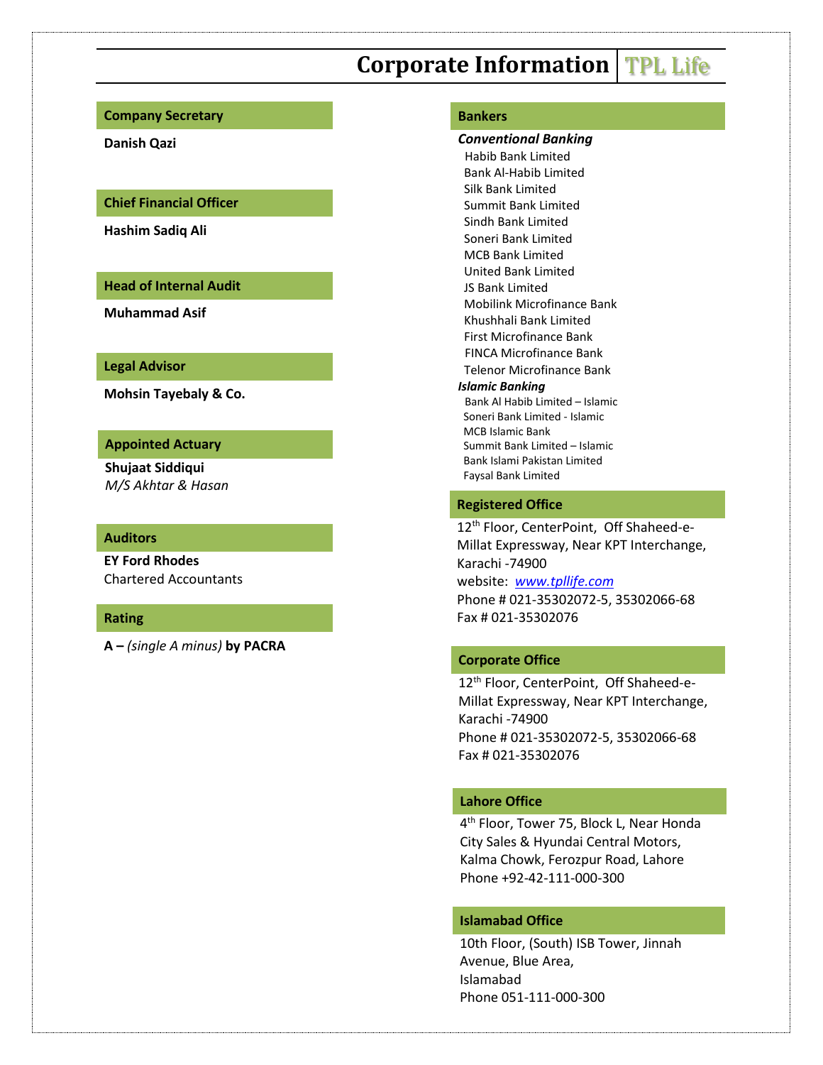# Corporate Information | TPL Life

## Company Secretary

**Danish Qazi**

## Chief Financial Officer

**Hashim Sadiq Ali**

## Head of Internal Audit

**Muhammad Asif**

## Legal Advisor

**Mohsin Tayebaly & Co.**

## Appointed Actuary

**Shujaat Siddiqui**
*M/S Akhtar & Hasan*

## Auditors

**EY Ford Rhodes**
Chartered Accountants

## Rating

**A –** *(single A minus)* **by PACRA**

## Bankers

***Conventional Banking***

Habib Bank Limited
Bank Al-Habib Limited
Silk Bank Limited
Summit Bank Limited
Sindh Bank Limited
Soneri Bank Limited
MCB Bank Limited
United Bank Limited
JS Bank Limited
Mobilink Microfinance Bank
Khushhali Bank Limited
First Microfinance Bank
FINCA Microfinance Bank
Telenor Microfinance Bank

***Islamic Banking***

Bank Al Habib Limited – Islamic
Soneri Bank Limited - Islamic
MCB Islamic Bank
Summit Bank Limited – Islamic
Bank Islami Pakistan Limited
Faysal Bank Limited

## Registered Office

12th Floor, CenterPoint, Off Shaheed-e-Millat Expressway, Near KPT Interchange, Karachi -74900
website: *www.tpllife.com*
Phone # 021-35302072-5, 35302066-68
Fax # 021-35302076

## Corporate Office

12th Floor, CenterPoint, Off Shaheed-e-Millat Expressway, Near KPT Interchange, Karachi -74900
Phone # 021-35302072-5, 35302066-68
Fax # 021-35302076

## Lahore Office

4th Floor, Tower 75, Block L, Near Honda City Sales & Hyundai Central Motors, Kalma Chowk, Ferozpur Road, Lahore
Phone +92-42-111-000-300

## Islamabad Office

10th Floor, (South) ISB Tower, Jinnah Avenue, Blue Area,
Islamabad
Phone 051-111-000-300